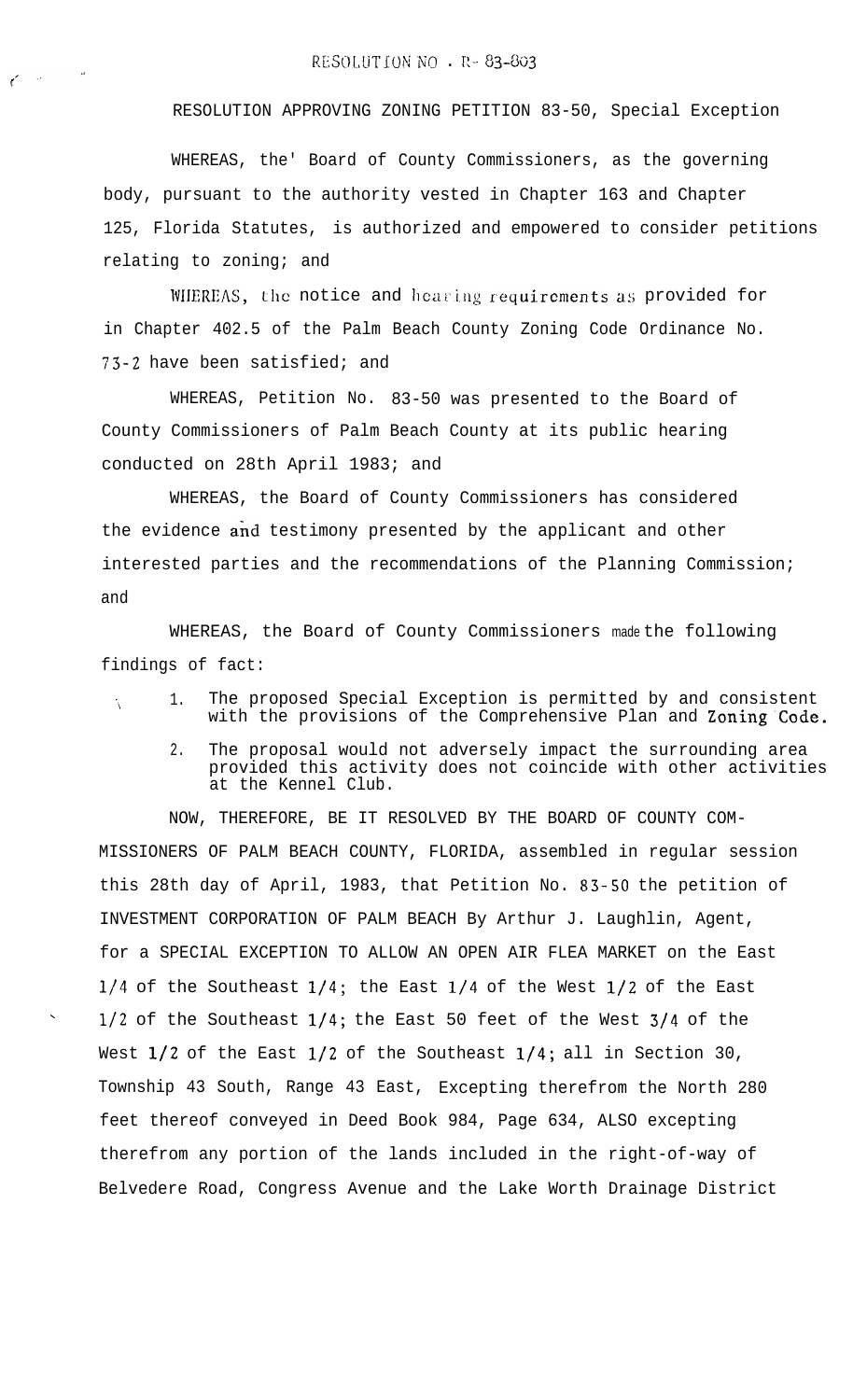RESOLUTION NO. R-83-803

RESOLUTION APPROVING ZONING PETITION 83-50, Special Exception

WHEREAS, the' Board of County Commissioners, as the governing body, pursuant to the authority vested in Chapter 163 and Chapter 125, Florida Statutes, is authorized and empowered to consider petitions relating to zoning; and

WHEREAS, the notice and hearing requirements as provided for in Chapter 402.5 of the Palm Beach County Zoning Code Ordinance No. 73-2 have been satisfied; and

WHEREAS, Petition No. 83-50 was presented to the Board of County Commissioners of Palm Beach County at its public hearing conducted on 28th April 1983; and

WHEREAS, the Board of County Commissioners has considered the evidence and testimony presented by the applicant and other interested parties and the recommendations of the Planning Commission; and

WHEREAS, the Board of County Commissioners made the following findings of fact:

1. The proposed Special Exception is permitted by and consistent with the provisions of the Comprehensive Plan and Zoning Code.
2. The proposal would not adversely impact the surrounding area provided this activity does not coincide with other activities at the Kennel Club.

NOW, THEREFORE, BE IT RESOLVED BY THE BOARD OF COUNTY COMMISSIONERS OF PALM BEACH COUNTY, FLORIDA, assembled in regular session this 28th day of April, 1983, that Petition No. 83-50 the petition of INVESTMENT CORPORATION OF PALM BEACH By Arthur J. Laughlin, Agent, for a SPECIAL EXCEPTION TO ALLOW AN OPEN AIR FLEA MARKET on the East 1/4 of the Southeast 1/4; the East 1/4 of the West 1/2 of the East 1/2 of the Southeast 1/4; the East 50 feet of the West 3/4 of the West 1/2 of the East 1/2 of the Southeast 1/4; all in Section 30, Township 43 South, Range 43 East, Excepting therefrom the North 280 feet thereof conveyed in Deed Book 984, Page 634, ALSO excepting therefrom any portion of the lands included in the right-of-way of Belvedere Road, Congress Avenue and the Lake Worth Drainage District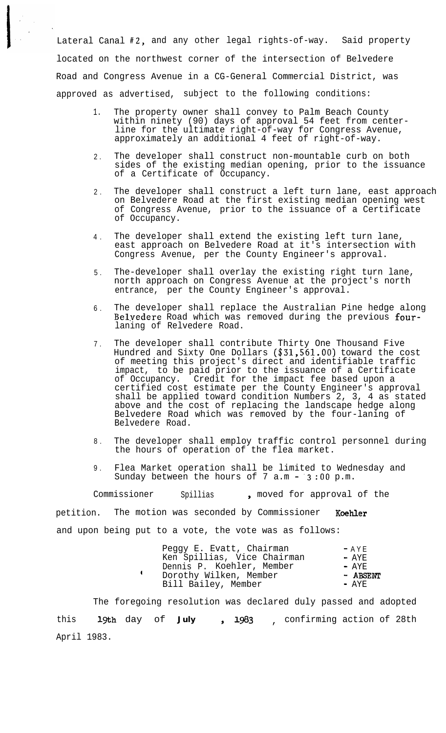Lateral Canal #2, and any other legal rights-of-way. Said property located on the northwest corner of the intersection of Belvedere Road and Congress Avenue in a CG-General Commercial District, was approved as advertised, subject to the following conditions:

1. The property owner shall convey to Palm Beach County within ninety (90) days of approval 54 feet from center-line for the ultimate right-of-way for Congress Avenue, approximately an additional 4 feet of right-of-way.

2. The developer shall construct non-mountable curb on both sides of the existing median opening, prior to the issuance of a Certificate of Occupancy.

2. The developer shall construct a left turn lane, east approach on Belvedere Road at the first existing median opening west of Congress Avenue, prior to the issuance of a Certificate of Occupancy.

4. The developer shall extend the existing left turn lane, east approach on Belvedere Road at it's intersection with Congress Avenue, per the County Engineer's approval.

5. The-developer shall overlay the existing right turn lane, north approach on Congress Avenue at the project's north entrance, per the County Engineer's approval.

6. The developer shall replace the Australian Pine hedge along Belvedere Road which was removed during the previous four-laning of Relvedere Road.

7. The developer shall contribute Thirty One Thousand Five Hundred and Sixty One Dollars ($31,561.00) toward the cost of meeting this project's direct and identifiable traffic impact, to be paid prior to the issuance of a Certificate of Occupancy. Credit for the impact fee based upon a certified cost estimate per the County Engineer's approval shall be applied toward condition Numbers 2, 3, 4 as stated above and the cost of replacing the landscape hedge along Belvedere Road which was removed by the four-laning of Belvedere Road.

8. The developer shall employ traffic control personnel during the hours of operation of the flea market.

9. Flea Market operation shall be limited to Wednesday and Sunday between the hours of 7 a.m - 3:00 p.m.

Commissioner Spillias, moved for approval of the petition. The motion was seconded by Commissioner Koehler and upon being put to a vote, the vote was as follows:

| | |
|---|---|
| Peggy E. Evatt, Chairman | - AYE |
| Ken Spillias, Vice Chairman | - AYE |
| Dennis P. Koehler, Member | - AYE |
| Dorothy Wilken, Member | - ABSENT |
| Bill Bailey, Member | - AYE |

The foregoing resolution was declared duly passed and adopted this 19th day of July, 1983, confirming action of 28th April 1983.